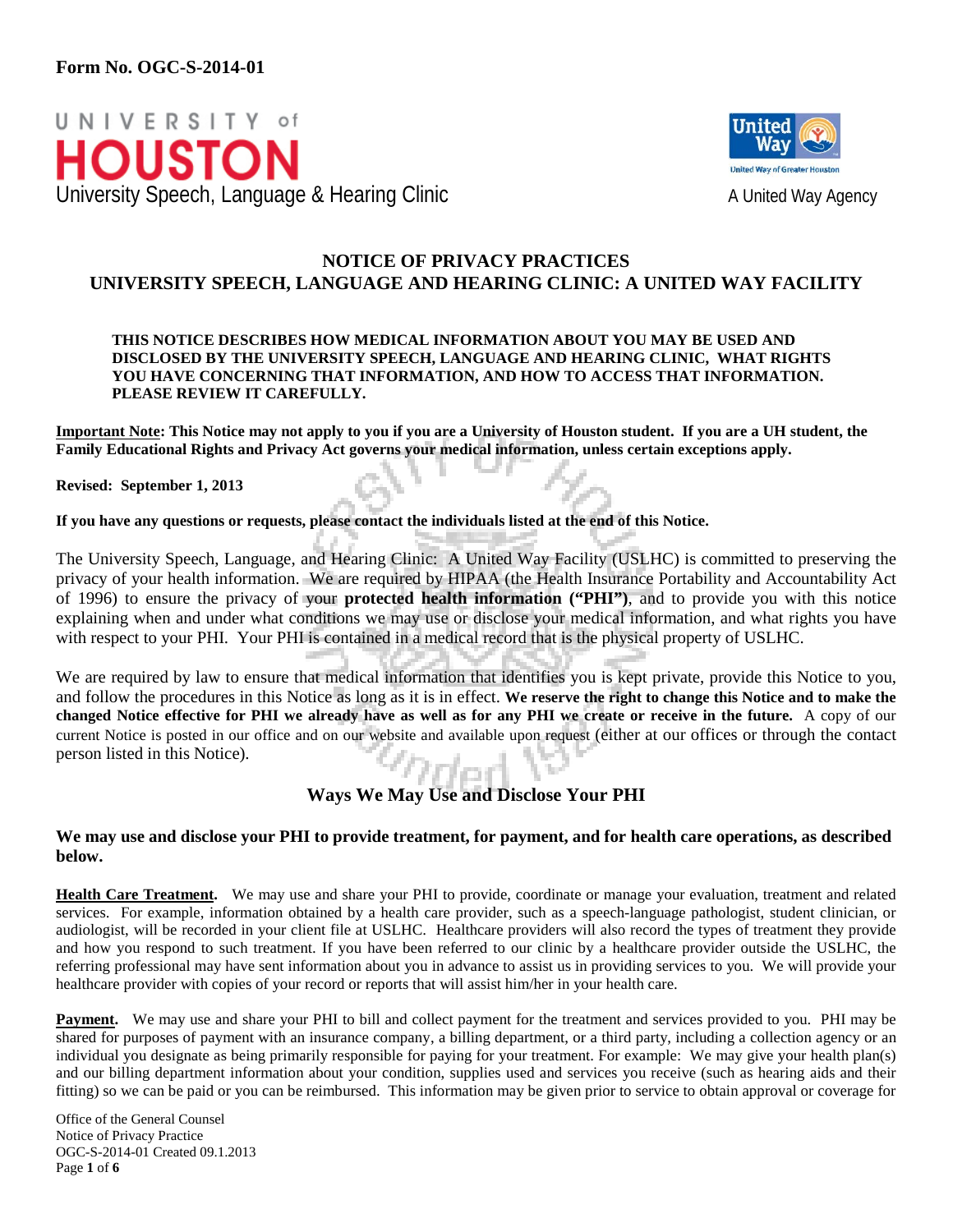**Form No. OGC-S-2014-01**

UNIVERSITY of HOUSTON
University Speech, Language & Hearing Clinic

A United Way Agency

# NOTICE OF PRIVACY PRACTICES
# UNIVERSITY SPEECH, LANGUAGE AND HEARING CLINIC: A UNITED WAY FACILITY

**THIS NOTICE DESCRIBES HOW MEDICAL INFORMATION ABOUT YOU MAY BE USED AND DISCLOSED BY THE UNIVERSITY SPEECH, LANGUAGE AND HEARING CLINIC, WHAT RIGHTS YOU HAVE CONCERNING THAT INFORMATION, AND HOW TO ACCESS THAT INFORMATION. PLEASE REVIEW IT CAREFULLY.**

**Important Note: This Notice may not apply to you if you are a University of Houston student. If you are a UH student, the Family Educational Rights and Privacy Act governs your medical information, unless certain exceptions apply.**

**Revised: September 1, 2013**

**If you have any questions or requests, please contact the individuals listed at the end of this Notice.**

The University Speech, Language, and Hearing Clinic: A United Way Facility (USLHC) is committed to preserving the privacy of your health information. We are required by HIPAA (the Health Insurance Portability and Accountability Act of 1996) to ensure the privacy of your **protected health information ("PHI")**, and to provide you with this notice explaining when and under what conditions we may use or disclose your medical information, and what rights you have with respect to your PHI. Your PHI is contained in a medical record that is the physical property of USLHC.

We are required by law to ensure that medical information that identifies you is kept private, provide this Notice to you, and follow the procedures in this Notice as long as it is in effect. **We reserve the right to change this Notice and to make the changed Notice effective for PHI we already have as well as for any PHI we create or receive in the future.** A copy of our current Notice is posted in our office and on our website and available upon request (either at our offices or through the contact person listed in this Notice).

## Ways We May Use and Disclose Your PHI

**We may use and disclose your PHI to provide treatment, for payment, and for health care operations, as described below.**

**Health Care Treatment.** We may use and share your PHI to provide, coordinate or manage your evaluation, treatment and related services. For example, information obtained by a health care provider, such as a speech-language pathologist, student clinician, or audiologist, will be recorded in your client file at USLHC. Healthcare providers will also record the types of treatment they provide and how you respond to such treatment. If you have been referred to our clinic by a healthcare provider outside the USLHC, the referring professional may have sent information about you in advance to assist us in providing services to you. We will provide your healthcare provider with copies of your record or reports that will assist him/her in your health care.

**Payment.** We may use and share your PHI to bill and collect payment for the treatment and services provided to you. PHI may be shared for purposes of payment with an insurance company, a billing department, or a third party, including a collection agency or an individual you designate as being primarily responsible for paying for your treatment. For example: We may give your health plan(s) and our billing department information about your condition, supplies used and services you receive (such as hearing aids and their fitting) so we can be paid or you can be reimbursed. This information may be given prior to service to obtain approval or coverage for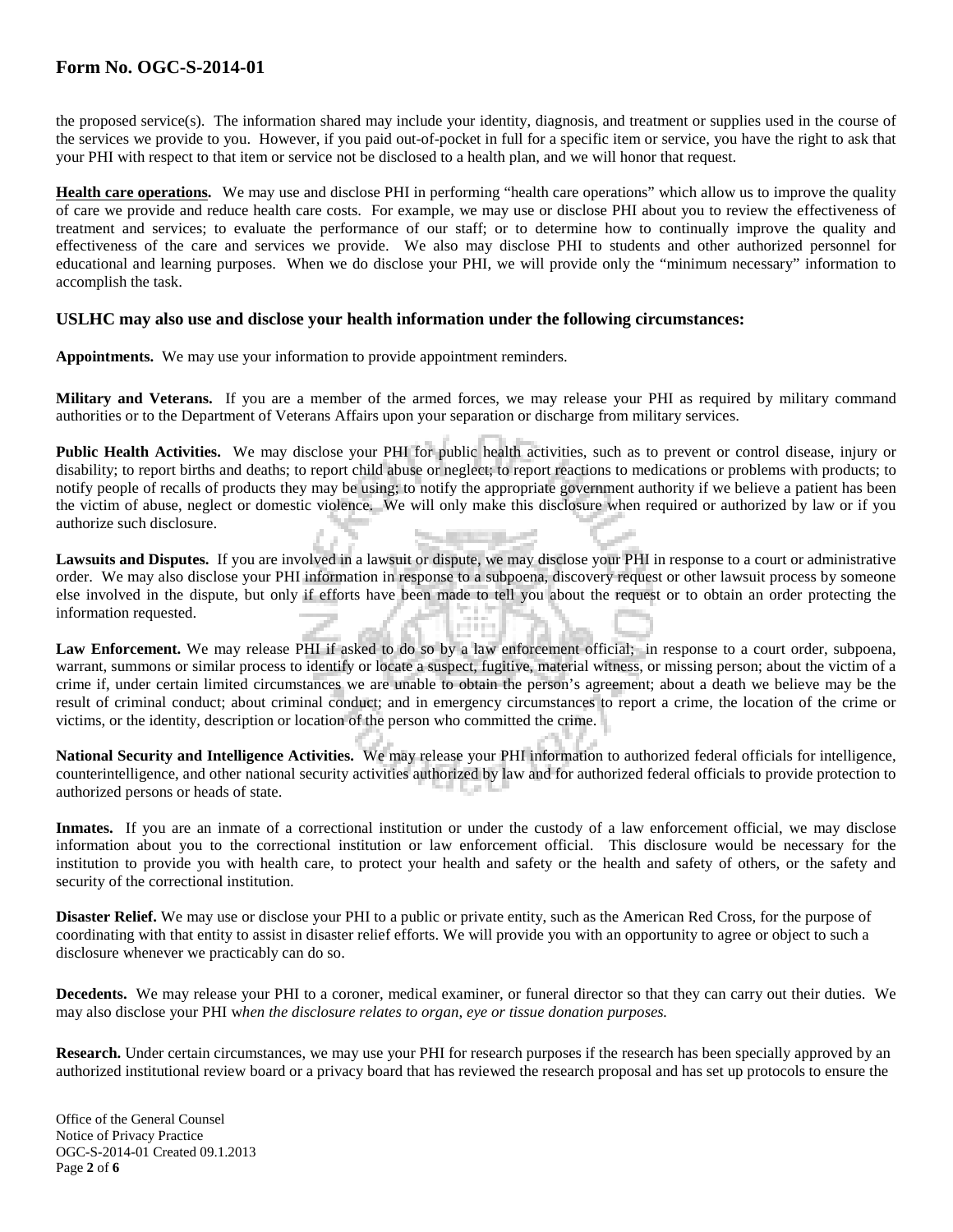the proposed service(s). The information shared may include your identity, diagnosis, and treatment or supplies used in the course of the services we provide to you. However, if you paid out-of-pocket in full for a specific item or service, you have the right to ask that your PHI with respect to that item or service not be disclosed to a health plan, and we will honor that request.

**Health care operations.** We may use and disclose PHI in performing "health care operations" which allow us to improve the quality of care we provide and reduce health care costs. For example, we may use or disclose PHI about you to review the effectiveness of treatment and services; to evaluate the performance of our staff; or to determine how to continually improve the quality and effectiveness of the care and services we provide. We also may disclose PHI to students and other authorized personnel for educational and learning purposes. When we do disclose your PHI, we will provide only the "minimum necessary" information to accomplish the task.

### USLHC may also use and disclose your health information under the following circumstances:

**Appointments.** We may use your information to provide appointment reminders.

**Military and Veterans.** If you are a member of the armed forces, we may release your PHI as required by military command authorities or to the Department of Veterans Affairs upon your separation or discharge from military services.

**Public Health Activities.** We may disclose your PHI for public health activities, such as to prevent or control disease, injury or disability; to report births and deaths; to report child abuse or neglect; to report reactions to medications or problems with products; to notify people of recalls of products they may be using; to notify the appropriate government authority if we believe a patient has been the victim of abuse, neglect or domestic violence. We will only make this disclosure when required or authorized by law or if you authorize such disclosure.

**Lawsuits and Disputes.** If you are involved in a lawsuit or dispute, we may disclose your PHI in response to a court or administrative order. We may also disclose your PHI information in response to a subpoena, discovery request or other lawsuit process by someone else involved in the dispute, but only if efforts have been made to tell you about the request or to obtain an order protecting the information requested.

**Law Enforcement.** We may release PHI if asked to do so by a law enforcement official; in response to a court order, subpoena, warrant, summons or similar process to identify or locate a suspect, fugitive, material witness, or missing person; about the victim of a crime if, under certain limited circumstances we are unable to obtain the person's agreement; about a death we believe may be the result of criminal conduct; about criminal conduct; and in emergency circumstances to report a crime, the location of the crime or victims, or the identity, description or location of the person who committed the crime.

**National Security and Intelligence Activities.** We may release your PHI information to authorized federal officials for intelligence, counterintelligence, and other national security activities authorized by law and for authorized federal officials to provide protection to authorized persons or heads of state.

**Inmates.** If you are an inmate of a correctional institution or under the custody of a law enforcement official, we may disclose information about you to the correctional institution or law enforcement official. This disclosure would be necessary for the institution to provide you with health care, to protect your health and safety or the health and safety of others, or the safety and security of the correctional institution.

**Disaster Relief.** We may use or disclose your PHI to a public or private entity, such as the American Red Cross, for the purpose of coordinating with that entity to assist in disaster relief efforts. We will provide you with an opportunity to agree or object to such a disclosure whenever we practicably can do so.

**Decedents.** We may release your PHI to a coroner, medical examiner, or funeral director so that they can carry out their duties. We may also disclose your PHI w*hen the disclosure relates to organ, eye or tissue donation purposes.*

**Research.** Under certain circumstances, we may use your PHI for research purposes if the research has been specially approved by an authorized institutional review board or a privacy board that has reviewed the research proposal and has set up protocols to ensure the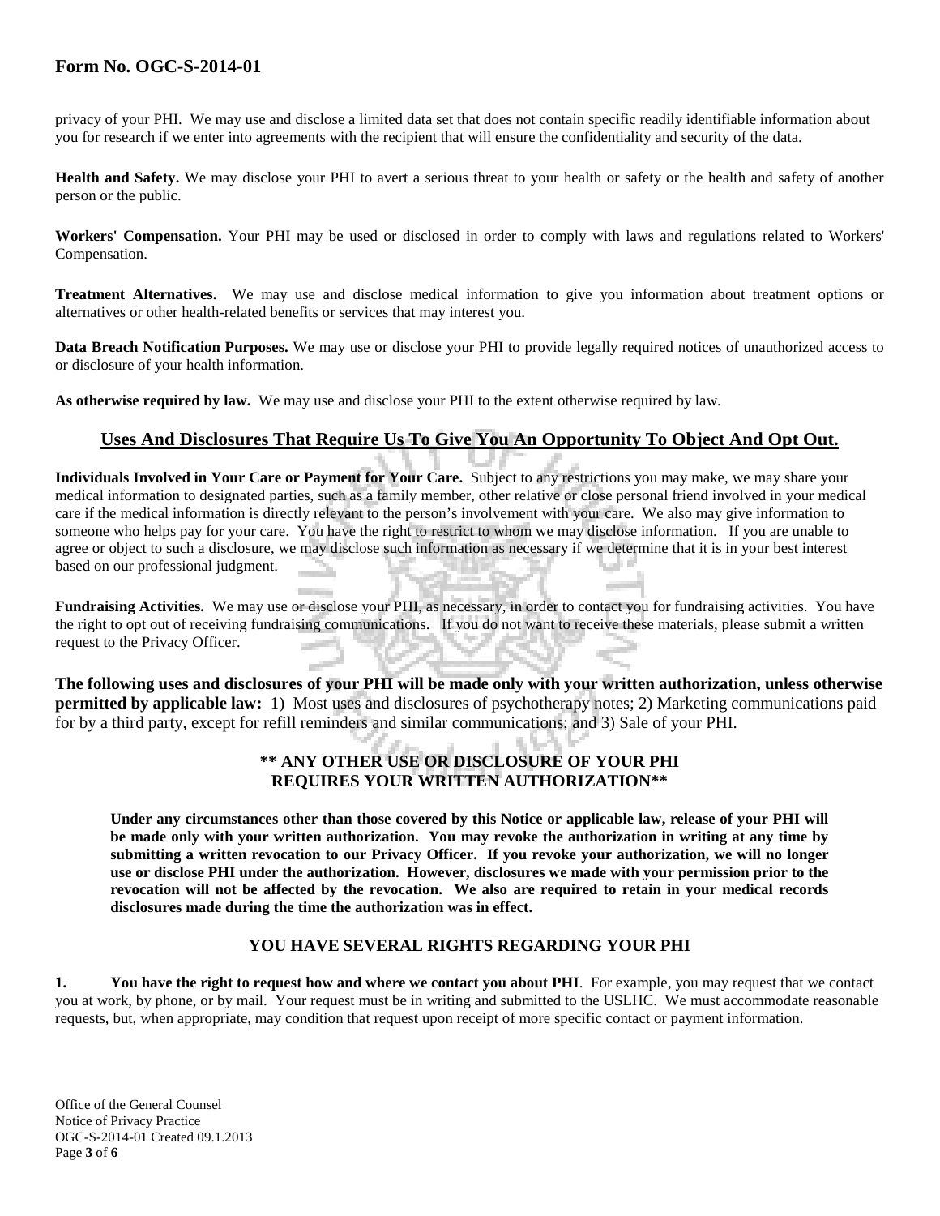privacy of your PHI. We may use and disclose a limited data set that does not contain specific readily identifiable information about you for research if we enter into agreements with the recipient that will ensure the confidentiality and security of the data.

**Health and Safety.** We may disclose your PHI to avert a serious threat to your health or safety or the health and safety of another person or the public.

**Workers' Compensation.** Your PHI may be used or disclosed in order to comply with laws and regulations related to Workers' Compensation.

**Treatment Alternatives.** We may use and disclose medical information to give you information about treatment options or alternatives or other health-related benefits or services that may interest you.

**Data Breach Notification Purposes.** We may use or disclose your PHI to provide legally required notices of unauthorized access to or disclosure of your health information.

**As otherwise required by law.** We may use and disclose your PHI to the extent otherwise required by law.

## Uses And Disclosures That Require Us To Give You An Opportunity To Object And Opt Out.

**Individuals Involved in Your Care or Payment for Your Care.** Subject to any restrictions you may make, we may share your medical information to designated parties, such as a family member, other relative or close personal friend involved in your medical care if the medical information is directly relevant to the person's involvement with your care. We also may give information to someone who helps pay for your care. You have the right to restrict to whom we may disclose information. If you are unable to agree or object to such a disclosure, we may disclose such information as necessary if we determine that it is in your best interest based on our professional judgment.

**Fundraising Activities.** We may use or disclose your PHI, as necessary, in order to contact you for fundraising activities. You have the right to opt out of receiving fundraising communications. If you do not want to receive these materials, please submit a written request to the Privacy Officer.

**The following uses and disclosures of your PHI will be made only with your written authorization, unless otherwise permitted by applicable law:** 1) Most uses and disclosures of psychotherapy notes; 2) Marketing communications paid for by a third party, except for refill reminders and similar communications; and 3) Sale of your PHI.

### ** ANY OTHER USE OR DISCLOSURE OF YOUR PHI REQUIRES YOUR WRITTEN AUTHORIZATION**

**Under any circumstances other than those covered by this Notice or applicable law, release of your PHI will be made only with your written authorization. You may revoke the authorization in writing at any time by submitting a written revocation to our Privacy Officer. If you revoke your authorization, we will no longer use or disclose PHI under the authorization. However, disclosures we made with your permission prior to the revocation will not be affected by the revocation. We also are required to retain in your medical records disclosures made during the time the authorization was in effect.**

### YOU HAVE SEVERAL RIGHTS REGARDING YOUR PHI

**1. You have the right to request how and where we contact you about PHI**. For example, you may request that we contact you at work, by phone, or by mail. Your request must be in writing and submitted to the USLHC. We must accommodate reasonable requests, but, when appropriate, may condition that request upon receipt of more specific contact or payment information.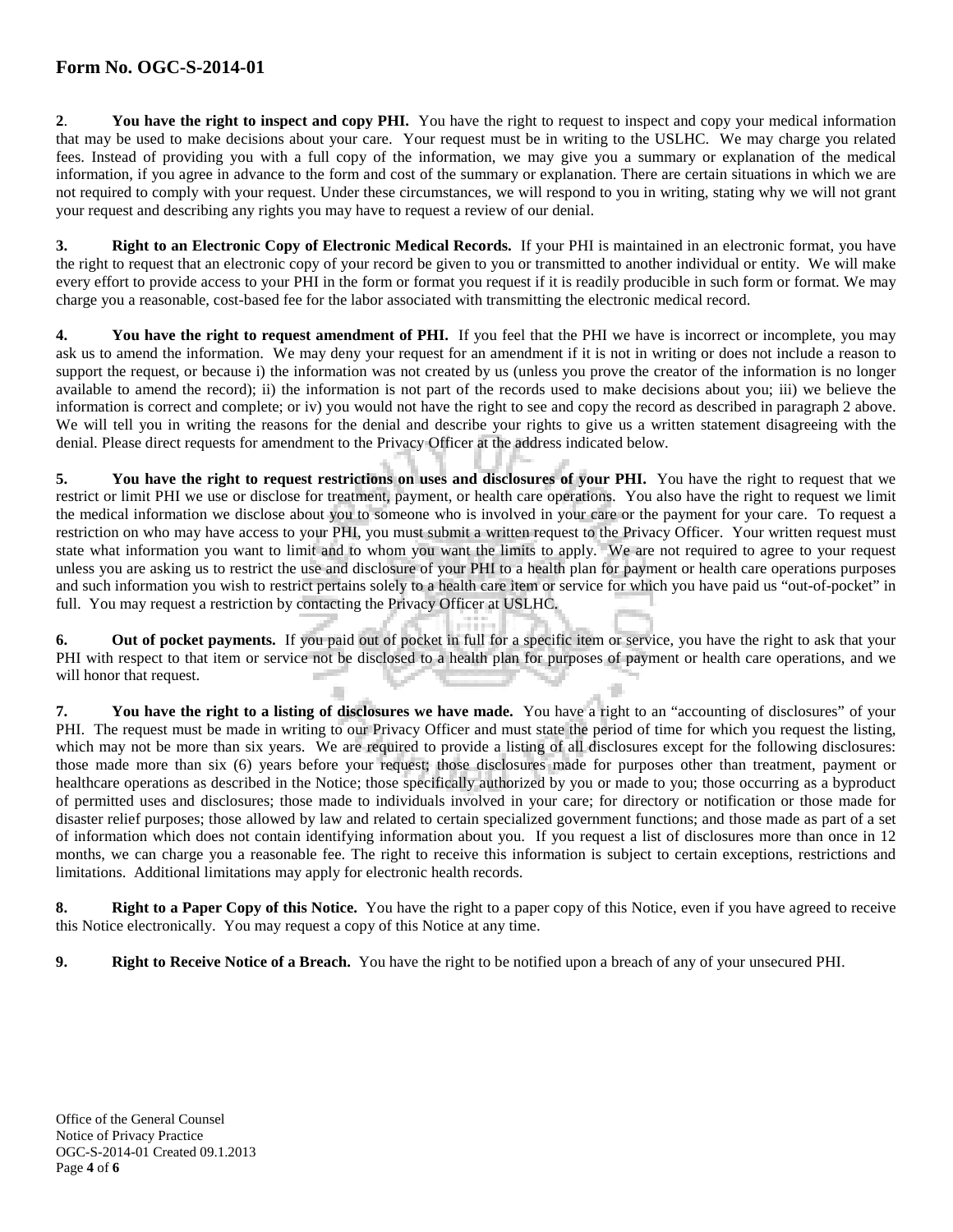**2**. **You have the right to inspect and copy PHI.** You have the right to request to inspect and copy your medical information that may be used to make decisions about your care. Your request must be in writing to the USLHC. We may charge you related fees. Instead of providing you with a full copy of the information, we may give you a summary or explanation of the medical information, if you agree in advance to the form and cost of the summary or explanation. There are certain situations in which we are not required to comply with your request. Under these circumstances, we will respond to you in writing, stating why we will not grant your request and describing any rights you may have to request a review of our denial.

**3. Right to an Electronic Copy of Electronic Medical Records.** If your PHI is maintained in an electronic format, you have the right to request that an electronic copy of your record be given to you or transmitted to another individual or entity. We will make every effort to provide access to your PHI in the form or format you request if it is readily producible in such form or format. We may charge you a reasonable, cost-based fee for the labor associated with transmitting the electronic medical record.

**4. You have the right to request amendment of PHI.** If you feel that the PHI we have is incorrect or incomplete, you may ask us to amend the information. We may deny your request for an amendment if it is not in writing or does not include a reason to support the request, or because i) the information was not created by us (unless you prove the creator of the information is no longer available to amend the record); ii) the information is not part of the records used to make decisions about you; iii) we believe the information is correct and complete; or iv) you would not have the right to see and copy the record as described in paragraph 2 above. We will tell you in writing the reasons for the denial and describe your rights to give us a written statement disagreeing with the denial. Please direct requests for amendment to the Privacy Officer at the address indicated below.

**5. You have the right to request restrictions on uses and disclosures of your PHI.** You have the right to request that we restrict or limit PHI we use or disclose for treatment, payment, or health care operations. You also have the right to request we limit the medical information we disclose about you to someone who is involved in your care or the payment for your care. To request a restriction on who may have access to your PHI, you must submit a written request to the Privacy Officer. Your written request must state what information you want to limit and to whom you want the limits to apply. We are not required to agree to your request unless you are asking us to restrict the use and disclosure of your PHI to a health plan for payment or health care operations purposes and such information you wish to restrict pertains solely to a health care item or service for which you have paid us "out-of-pocket" in full. You may request a restriction by contacting the Privacy Officer at USLHC.

**6. Out of pocket payments.** If you paid out of pocket in full for a specific item or service, you have the right to ask that your PHI with respect to that item or service not be disclosed to a health plan for purposes of payment or health care operations, and we will honor that request.

**7. You have the right to a listing of disclosures we have made.** You have a right to an "accounting of disclosures" of your PHI. The request must be made in writing to our Privacy Officer and must state the period of time for which you request the listing, which may not be more than six years. We are required to provide a listing of all disclosures except for the following disclosures: those made more than six (6) years before your request; those disclosures made for purposes other than treatment, payment or healthcare operations as described in the Notice; those specifically authorized by you or made to you; those occurring as a byproduct of permitted uses and disclosures; those made to individuals involved in your care; for directory or notification or those made for disaster relief purposes; those allowed by law and related to certain specialized government functions; and those made as part of a set of information which does not contain identifying information about you. If you request a list of disclosures more than once in 12 months, we can charge you a reasonable fee. The right to receive this information is subject to certain exceptions, restrictions and limitations. Additional limitations may apply for electronic health records.

**8. Right to a Paper Copy of this Notice.** You have the right to a paper copy of this Notice, even if you have agreed to receive this Notice electronically. You may request a copy of this Notice at any time.

**9. Right to Receive Notice of a Breach.** You have the right to be notified upon a breach of any of your unsecured PHI.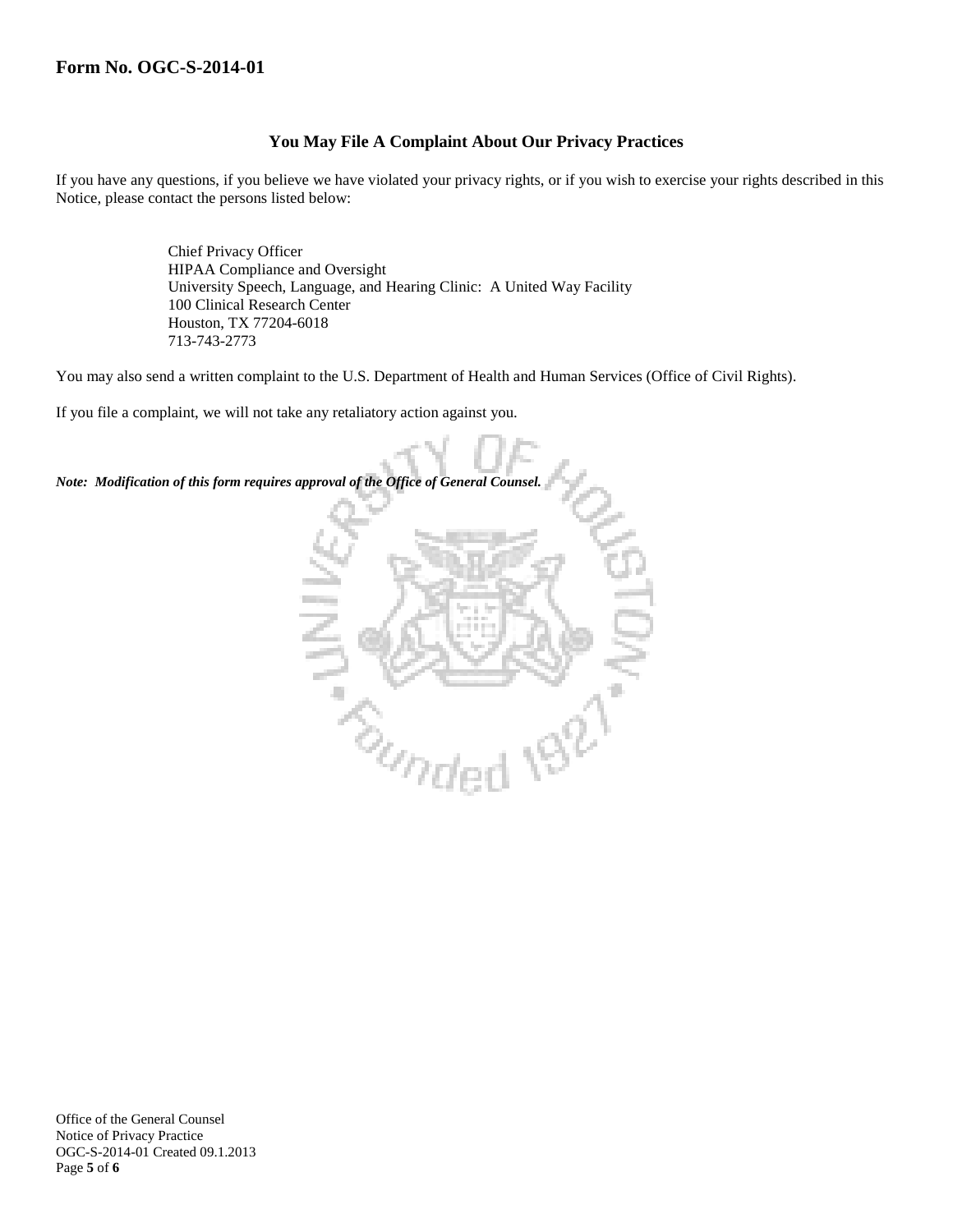**Form No. OGC-S-2014-01**

### You May File A Complaint About Our Privacy Practices

If you have any questions, if you believe we have violated your privacy rights, or if you wish to exercise your rights described in this Notice, please contact the persons listed below:

Chief Privacy Officer
HIPAA Compliance and Oversight
University Speech, Language, and Hearing Clinic:  A United Way Facility
100 Clinical Research Center
Houston, TX 77204-6018
713-743-2773

You may also send a written complaint to the U.S. Department of Health and Human Services (Office of Civil Rights).

If you file a complaint, we will not take any retaliatory action against you.

***Note:  Modification of this form requires approval of the Office of General Counsel.***

Office of the General Counsel
Notice of Privacy Practice
OGC-S-2014-01 Created 09.1.2013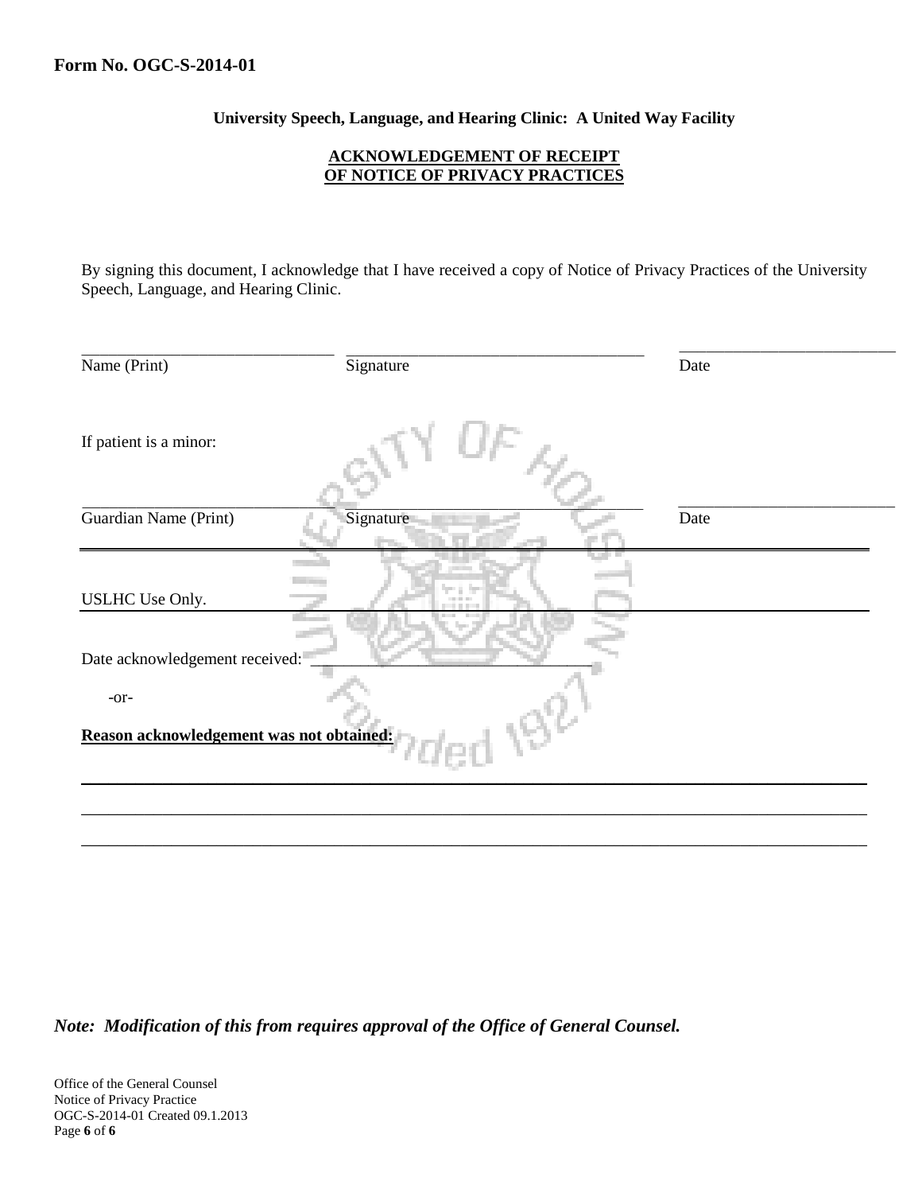**Form No. OGC-S-2014-01**

**University Speech, Language, and Hearing Clinic: A United Way Facility**

**ACKNOWLEDGEMENT OF RECEIPT OF NOTICE OF PRIVACY PRACTICES**

By signing this document, I acknowledge that I have received a copy of Notice of Privacy Practices of the University Speech, Language, and Hearing Clinic.

_______________________________ _____________________________________ ___________________________
Name (Print) Signature Date

If patient is a minor:

_______________________________ _____________________________________ ___________________________
Guardian Name (Print) Signature Date

---

USLHC Use Only.

---

Date acknowledgement received: ________________________________

-or-

**Reason acknowledgement was not obtained:**

________________________________________________________________________________________

________________________________________________________________________________________

________________________________________________________________________________________

***Note: Modification of this from requires approval of the Office of General Counsel.***

Office of the General Counsel
Notice of Privacy Practice
OGC-S-2014-01 Created 09.1.2013